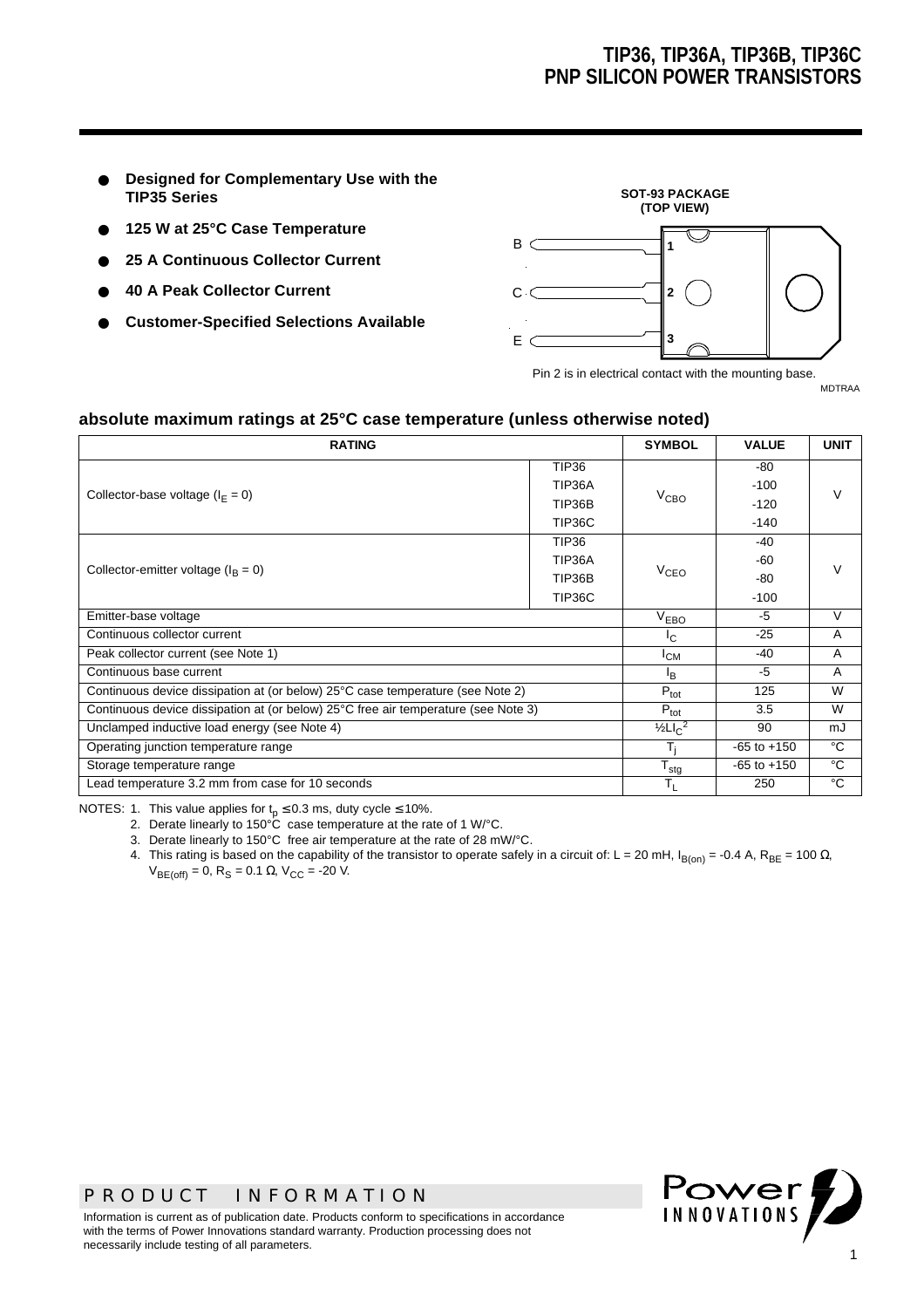# TIP36, TIP36A, TIP36B, TIP36C
# PNP SILICON POWER TRANSISTORS

- **Designed for Complementary Use with the TIP35 Series**
- **125 W at 25°C Case Temperature**
- **25 A Continuous Collector Current**
- **40 A Peak Collector Current**
- **Customer-Specified Selections Available**

**SOT-93 PACKAGE (TOP VIEW)**

B 1
C 2
E 3

Pin 2 is in electrical contact with the mounting base.

MDTRAA

### absolute maximum ratings at 25°C case temperature (unless otherwise noted)

| RATING | | SYMBOL | VALUE | UNIT |
|---|---|---|---|---|
| Collector-base voltage ($I_E$ = 0) | TIP36 | $V_{CBO}$ | -80 | V |
| | TIP36A | | -100 | |
| | TIP36B | | -120 | |
| | TIP36C | | -140 | |
| Collector-emitter voltage ($I_B$ = 0) | TIP36 | $V_{CEO}$ | -40 | V |
| | TIP36A | | -60 | |
| | TIP36B | | -80 | |
| | TIP36C | | -100 | |
| Emitter-base voltage | | $V_{EBO}$ | -5 | V |
| Continuous collector current | | $I_C$ | -25 | A |
| Peak collector current (see Note 1) | | $I_{CM}$ | -40 | A |
| Continuous base current | | $I_B$ | -5 | A |
| Continuous device dissipation at (or below) 25°C case temperature (see Note 2) | | $P_{tot}$ | 125 | W |
| Continuous device dissipation at (or below) 25°C free air temperature (see Note 3) | | $P_{tot}$ | 3.5 | W |
| Unclamped inductive load energy (see Note 4) | | $½LI_C^2$ | 90 | mJ |
| Operating junction temperature range | | $T_j$ | -65 to +150 | °C |
| Storage temperature range | | $T_{stg}$ | -65 to +150 | °C |
| Lead temperature 3.2 mm from case for 10 seconds | | $T_L$ | 250 | °C |

NOTES:
1. This value applies for $t_p \leq 0.3$ ms, duty cycle ≤ 10%.
2. Derate linearly to 150°C case temperature at the rate of 1 W/°C.
3. Derate linearly to 150°C free air temperature at the rate of 28 mW/°C.
4. This rating is based on the capability of the transistor to operate safely in a circuit of: L = 20 mH, $I_{B(on)}$ = -0.4 A, $R_{BE}$ = 100 Ω, $V_{BE(off)}$ = 0, $R_S$ = 0.1 Ω, $V_{CC}$ = -20 V.

PRODUCT INFORMATION

Information is current as of publication date. Products conform to specifications in accordance with the terms of Power Innovations standard warranty. Production processing does not necessarily include testing of all parameters.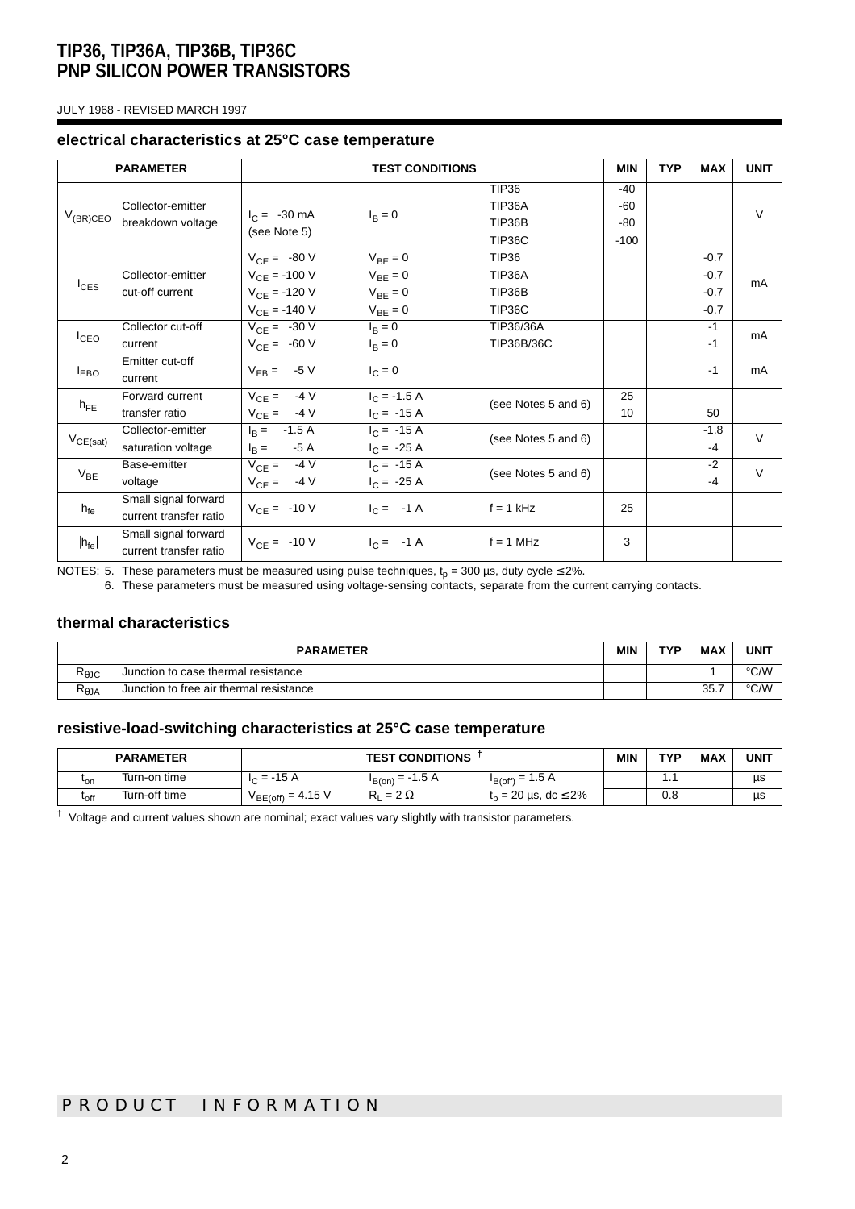JULY 1968 - REVISED MARCH 1997

## electrical characteristics at 25°C case temperature

| PARAMETER | | TEST CONDITIONS | | | MIN | TYP | MAX | UNIT |
|---|---|---|---|---|---|---|---|---|
| $V_{(BR)CEO}$ | Collector-emitter breakdown voltage | $I_C$ = -30 mA (see Note 5) | $I_B = 0$ | TIP36<br>TIP36A<br>TIP36B<br>TIP36C | -40<br>-60<br>-80<br>-100 | | | V |
| $I_{CES}$ | Collector-emitter cut-off current | $V_{CE}$ = -80 V<br>$V_{CE}$ = -100 V<br>$V_{CE}$ = -120 V<br>$V_{CE}$ = -140 V | $V_{BE} = 0$<br>$V_{BE} = 0$<br>$V_{BE} = 0$<br>$V_{BE} = 0$ | TIP36<br>TIP36A<br>TIP36B<br>TIP36C | | | -0.7<br>-0.7<br>-0.7<br>-0.7 | mA |
| $I_{CEO}$ | Collector cut-off current | $V_{CE}$ = -30 V<br>$V_{CE}$ = -60 V | $I_B = 0$<br>$I_B = 0$ | TIP36/36A<br>TIP36B/36C | | | -1<br>-1 | mA |
| $I_{EBO}$ | Emitter cut-off current | $V_{EB}$ = -5 V | $I_C = 0$ | | | | -1 | mA |
| $h_{FE}$ | Forward current transfer ratio | $V_{CE}$ = -4 V<br>$V_{CE}$ = -4 V | $I_C$ = -1.5 A<br>$I_C$ = -15 A | (see Notes 5 and 6) | 25<br>10 | | <br>50 | |
| $V_{CE(sat)}$ | Collector-emitter saturation voltage | $I_B$ = -1.5 A<br>$I_B$ = -5 A | $I_C$ = -15 A<br>$I_C$ = -25 A | (see Notes 5 and 6) | | | -1.8<br>-4 | V |
| $V_{BE}$ | Base-emitter voltage | $V_{CE}$ = -4 V<br>$V_{CE}$ = -4 V | $I_C$ = -15 A<br>$I_C$ = -25 A | (see Notes 5 and 6) | | | -2<br>-4 | V |
| $h_{fe}$ | Small signal forward current transfer ratio | $V_{CE}$ = -10 V | $I_C$ = -1 A | f = 1 kHz | 25 | | | |
| $\|h_{fe}\|$ | Small signal forward current transfer ratio | $V_{CE}$ = -10 V | $I_C$ = -1 A | f = 1 MHz | 3 | | | |

NOTES: 5. These parameters must be measured using pulse techniques, $t_p$ = 300 µs, duty cycle ≤ 2%.
6. These parameters must be measured using voltage-sensing contacts, separate from the current carrying contacts.

## thermal characteristics

| PARAMETER | | MIN | TYP | MAX | UNIT |
|---|---|---|---|---|---|
| $R_{\theta JC}$ | Junction to case thermal resistance | | | 1 | °C/W |
| $R_{\theta JA}$ | Junction to free air thermal resistance | | | 35.7 | °C/W |

## resistive-load-switching characteristics at 25°C case temperature

| PARAMETER | | TEST CONDITIONS † | | | MIN | TYP | MAX | UNIT |
|---|---|---|---|---|---|---|---|---|
| $t_{on}$ | Turn-on time | $I_C$ = -15 A | $I_{B(on)}$ = -1.5 A | $I_{B(off)}$ = 1.5 A | | 1.1 | | µs |
| $t_{off}$ | Turn-off time | $V_{BE(off)}$ = 4.15 V | $R_L$ = 2 Ω | $t_p$ = 20 µs, dc ≤ 2% | | 0.8 | | µs |

† Voltage and current values shown are nominal; exact values vary slightly with transistor parameters.

PRODUCT INFORMATION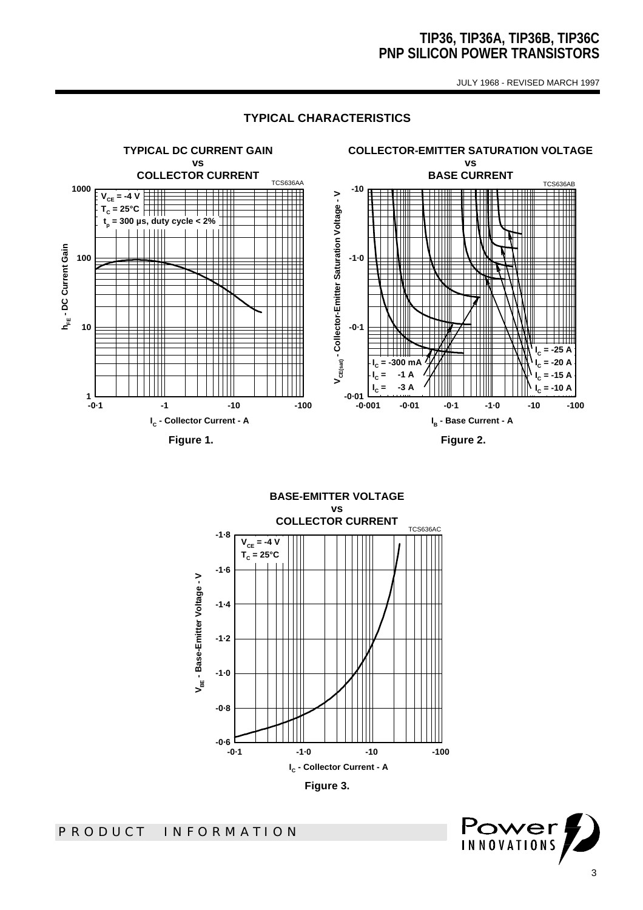## TYPICAL CHARACTERISTICS

**TYPICAL DC CURRENT GAIN vs COLLECTOR CURRENT**

TCS636AA

$V_{CE}$ = -4 V
$T_C$ = 25°C
$t_p$ = 300 µs, duty cycle < 2%

$h_{FE}$ - DC Current Gain

$I_C$ - Collector Current - A

**Figure 1.**

**COLLECTOR-EMITTER SATURATION VOLTAGE vs BASE CURRENT**

TCS636AB

$I_C$ = -300 mA
$I_C$ = -1 A
$I_C$ = -3 A
$I_C$ = -25 A
$I_C$ = -20 A
$I_C$ = -15 A
$I_C$ = -10 A

$V_{CE(sat)}$ - Collector-Emitter Saturation Voltage - V

$I_B$ - Base Current - A

**Figure 2.**

**BASE-EMITTER VOLTAGE vs COLLECTOR CURRENT**

TCS636AC

$V_{CE}$ = -4 V
$T_C$ = 25°C

$V_{BE}$ - Base-Emitter Voltage - V

$I_C$ - Collector Current - A

**Figure 3.**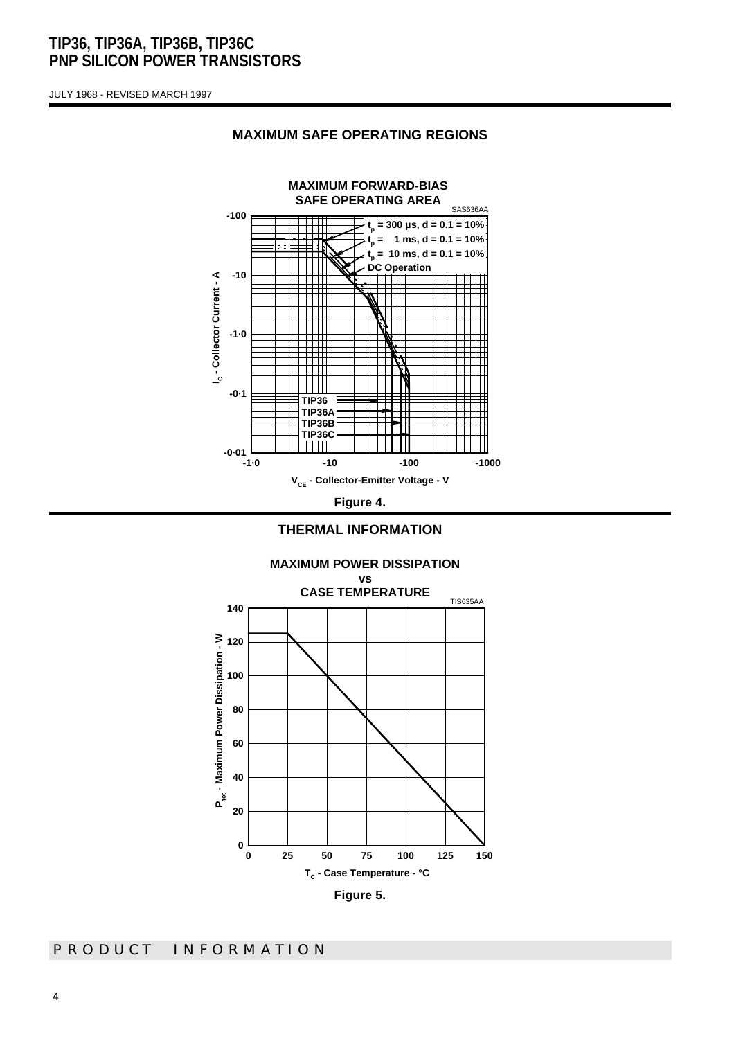## MAXIMUM SAFE OPERATING REGIONS

**MAXIMUM FORWARD-BIAS SAFE OPERATING AREA**

SAS636AA

$t_p$ = 300 µs, d = 0.1 = 10%
$t_p$ = 1 ms, d = 0.1 = 10%
$t_p$ = 10 ms, d = 0.1 = 10%
DC Operation

TIP36
TIP36A
TIP36B
TIP36C

$I_C$ - Collector Current - A

$V_{CE}$ - Collector-Emitter Voltage - V

**Figure 4.**

## THERMAL INFORMATION

**MAXIMUM POWER DISSIPATION vs CASE TEMPERATURE**

TIS635AA

$P_{tot}$ - Maximum Power Dissipation - W

$T_C$ - Case Temperature - °C

**Figure 5.**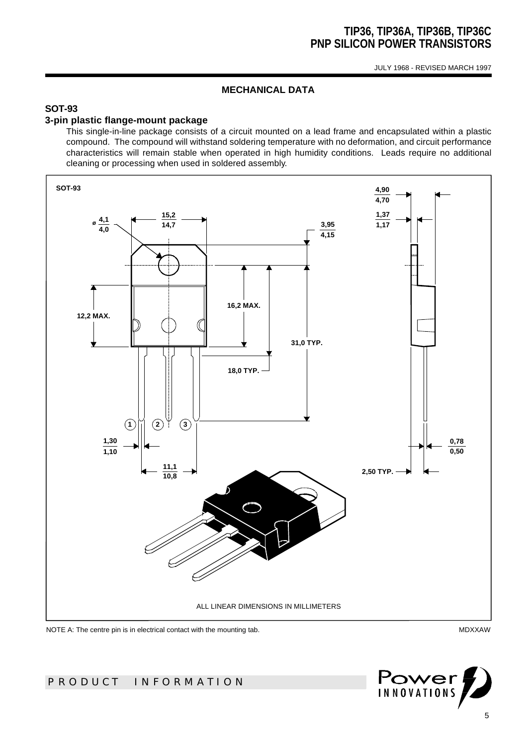## MECHANICAL DATA

### SOT-93

### 3-pin plastic flange-mount package

This single-in-line package consists of a circuit mounted on a lead frame and encapsulated within a plastic compound. The compound will withstand soldering temperature with no deformation, and circuit performance characteristics will remain stable when operated in high humidity conditions. Leads require no additional cleaning or processing when used in soldered assembly.

SOT-93

ø 4,1 / 4,0

15,2 / 14,7

3,95 / 4,15

4,90 / 4,70

1,37 / 1,17

16,2 MAX.

12,2 MAX.

31,0 TYP.

18,0 TYP.

1 2 3

1,30 / 1,10

11,1 / 10,8

0,78 / 0,50

2,50 TYP.

ALL LINEAR DIMENSIONS IN MILLIMETERS

NOTE A: The centre pin is in electrical contact with the mounting tab.

MDXXAW